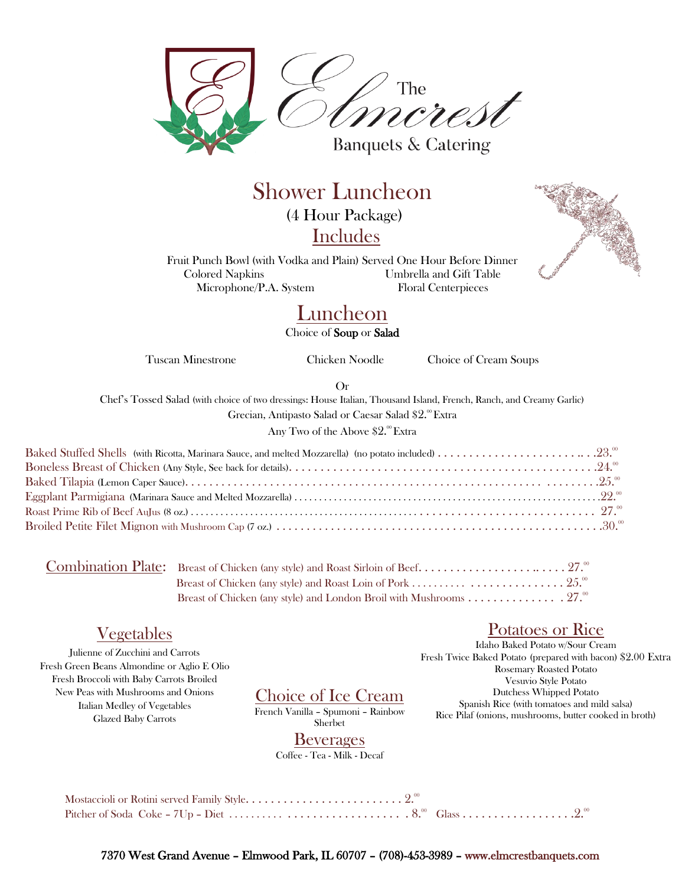The Elmcrest

Banquets & Catering

# Shower Luncheon

(4 Hour Package)

## Includes

Fruit Punch Bowl (with Vodka and Plain) Served One Hour Before Dinner

Colored Napkins — Umbrella and Gift Table

Microphone/P.A. System — Floral Centerpieces

## Luncheon

Choice of **Soup** or **Salad**

Tuscan Minestrone — Chicken Noodle — Choice of Cream Soups

Or

Chef's Tossed Salad (with choice of two dressings: House Italian, Thousand Island, French, Ranch, and Creamy Garlic)

Grecian, Antipasto Salad or Caesar Salad $2.00 Extra

Any Two of the Above $2.00 Extra

Baked Stuffed Shells (with Ricotta, Marinara Sauce, and melted Mozzarella) (no potato included) . . . . . . . . . . 23.00

Boneless Breast of Chicken (Any Style, See back for details) . . . . . . . . . . 24.00

Baked Tilapia (Lemon Caper Sauce) . . . . . . . . . . 25.00

Eggplant Parmigiana (Marinara Sauce and Melted Mozzarella) . . . . . . . . . . 22.00

Roast Prime Rib of Beef AuJus (8 oz.) . . . . . . . . . . 27.00

Broiled Petite Filet Mignon with Mushroom Cap (7 oz.) . . . . . . . . . . 30.00

**Combination Plate:**

Breast of Chicken (any style) and Roast Sirloin of Beef . . . . . . . . . . 27.00

Breast of Chicken (any style) and Roast Loin of Pork . . . . . . . . . . 25.00

Breast of Chicken (any style) and London Broil with Mushrooms . . . . . . . . . . 27.00

## Vegetables

Julienne of Zucchini and Carrots

Fresh Green Beans Almondine or Aglio E Olio

Fresh Broccoli with Baby Carrots Broiled

New Peas with Mushrooms and Onions

Italian Medley of Vegetables

Glazed Baby Carrots

## Choice of Ice Cream

French Vanilla – Spumoni – Rainbow Sherbet

## Beverages

Coffee - Tea - Milk - Decaf

## Potatoes or Rice

Idaho Baked Potato w/Sour Cream

Fresh Twice Baked Potato (prepared with bacon) $2.00 Extra

Rosemary Roasted Potato

Vesuvio Style Potato

Dutchess Whipped Potato

Spanish Rice (with tomatoes and mild salsa)

Rice Pilaf (onions, mushrooms, butter cooked in broth)

Mostaccioli or Rotini served Family Style . . . . . . . . . . 2.00

Pitcher of Soda Coke – 7Up – Diet . . . . . . . . . . 8.00 Glass . . . . . . . . . . 2.00

7370 West Grand Avenue – Elmwood Park, IL 60707 – (708)-453-3989 – www.elmcrestbanquets.com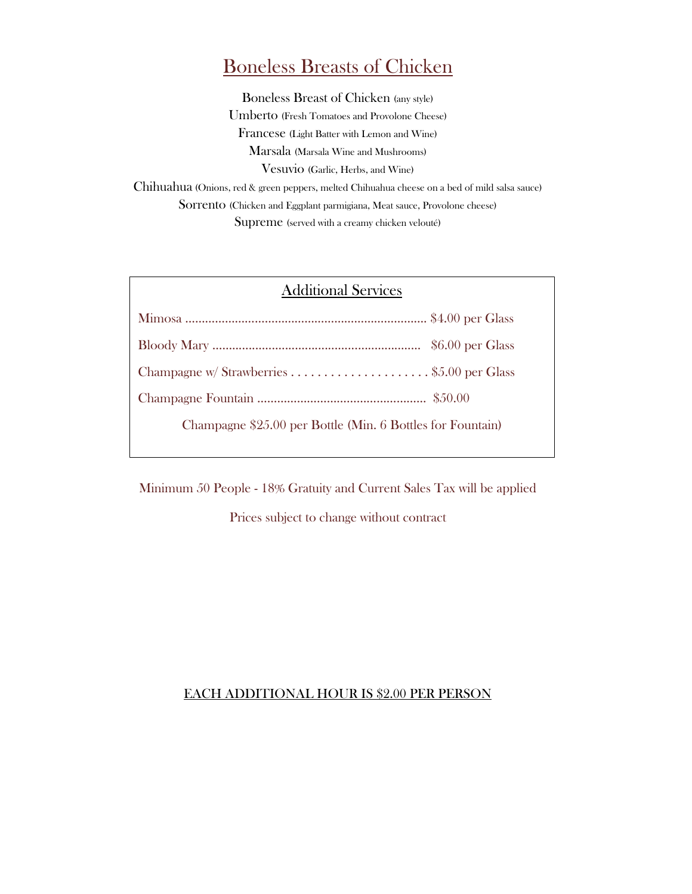# Boneless Breasts of Chicken

Boneless Breast of Chicken (any style)

Umberto (Fresh Tomatoes and Provolone Cheese)

Francese (Light Batter with Lemon and Wine)

Marsala (Marsala Wine and Mushrooms)

Vesuvio (Garlic, Herbs, and Wine)

Chihuahua (Onions, red & green peppers, melted Chihuahua cheese on a bed of mild salsa sauce)

Sorrento (Chicken and Eggplant parmigiana, Meat sauce, Provolone cheese)

Supreme (served with a creamy chicken velouté)

## Additional Services

Mimosa ........................................................................ $4.00 per Glass

Bloody Mary .............................................................. $6.00 per Glass

Champagne w/ Strawberries . . . . . . . . . . . . . . . . . . . . . . $5.00 per Glass

Champagne Fountain .................................................. $50.00

Champagne $25.00 per Bottle (Min. 6 Bottles for Fountain)

Minimum 50 People - 18% Gratuity and Current Sales Tax will be applied

Prices subject to change without contract

EACH ADDITIONAL HOUR IS $2.00 PER PERSON